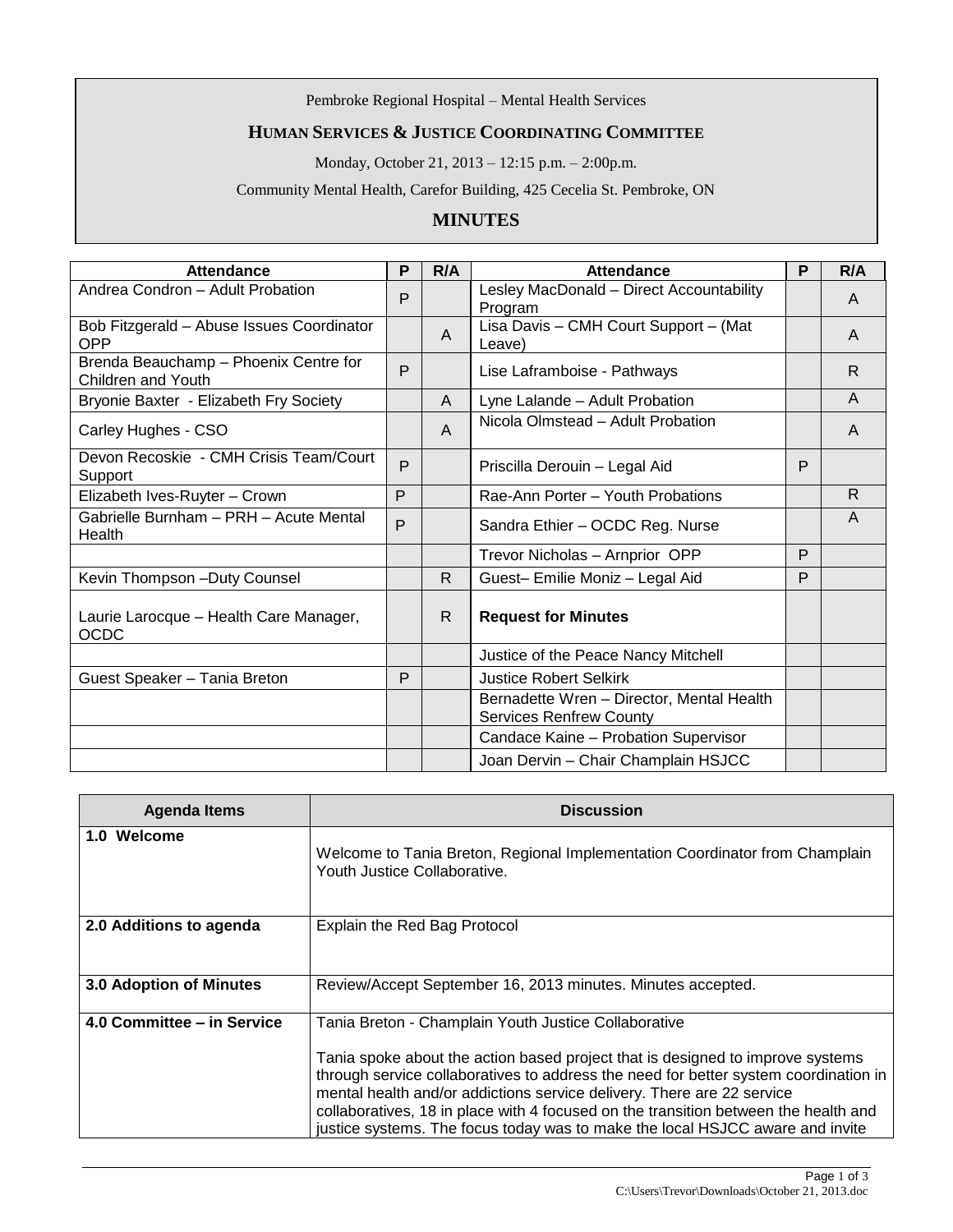Pembroke Regional Hospital – Mental Health Services

**HUMAN SERVICES & JUSTICE COORDINATING COMMITTEE**

Monday, October 21, 2013 – 12:15 p.m. – 2:00p.m.

Community Mental Health, Carefor Building, 425 Cecelia St. Pembroke, ON

# MINUTES

| Attendance | P | R/A | Attendance | P | R/A |
|---|---|---|---|---|---|
| Andrea Condron – Adult Probation | P | | Lesley MacDonald – Direct Accountability Program | | A |
| Bob Fitzgerald – Abuse Issues Coordinator OPP | | A | Lisa Davis – CMH Court Support – (Mat Leave) | | A |
| Brenda Beauchamp – Phoenix Centre for Children and Youth | P | | Lise Laframboise - Pathways | | R |
| Bryonie Baxter - Elizabeth Fry Society | | A | Lyne Lalande – Adult Probation | | A |
| Carley Hughes - CSO | | A | Nicola Olmstead – Adult Probation | | A |
| Devon Recoskie - CMH Crisis Team/Court Support | P | | Priscilla Derouin – Legal Aid | P | |
| Elizabeth Ives-Ruyter – Crown | P | | Rae-Ann Porter – Youth Probations | | R |
| Gabrielle Burnham – PRH – Acute Mental Health | P | | Sandra Ethier – OCDC Reg. Nurse | | A |
| | | | Trevor Nicholas – Arnprior OPP | P | |
| Kevin Thompson –Duty Counsel | | R | Guest– Emilie Moniz – Legal Aid | P | |
| Laurie Larocque – Health Care Manager, OCDC | | R | **Request for Minutes** | | |
| | | | Justice of the Peace Nancy Mitchell | | |
| Guest Speaker – Tania Breton | P | | Justice Robert Selkirk | | |
| | | | Bernadette Wren – Director, Mental Health Services Renfrew County | | |
| | | | Candace Kaine – Probation Supervisor | | |
| | | | Joan Dervin – Chair Champlain HSJCC | | |

| Agenda Items | Discussion |
|---|---|
| **1.0 Welcome** | Welcome to Tania Breton, Regional Implementation Coordinator from Champlain Youth Justice Collaborative. |
| **2.0 Additions to agenda** | Explain the Red Bag Protocol |
| **3.0 Adoption of Minutes** | Review/Accept September 16, 2013 minutes. Minutes accepted. |
| **4.0 Committee – in Service** | Tania Breton - Champlain Youth Justice Collaborative<br><br>Tania spoke about the action based project that is designed to improve systems through service collaboratives to address the need for better system coordination in mental health and/or addictions service delivery. There are 22 service collaboratives, 18 in place with 4 focused on the transition between the health and justice systems. The focus today was to make the local HSJCC aware and invite |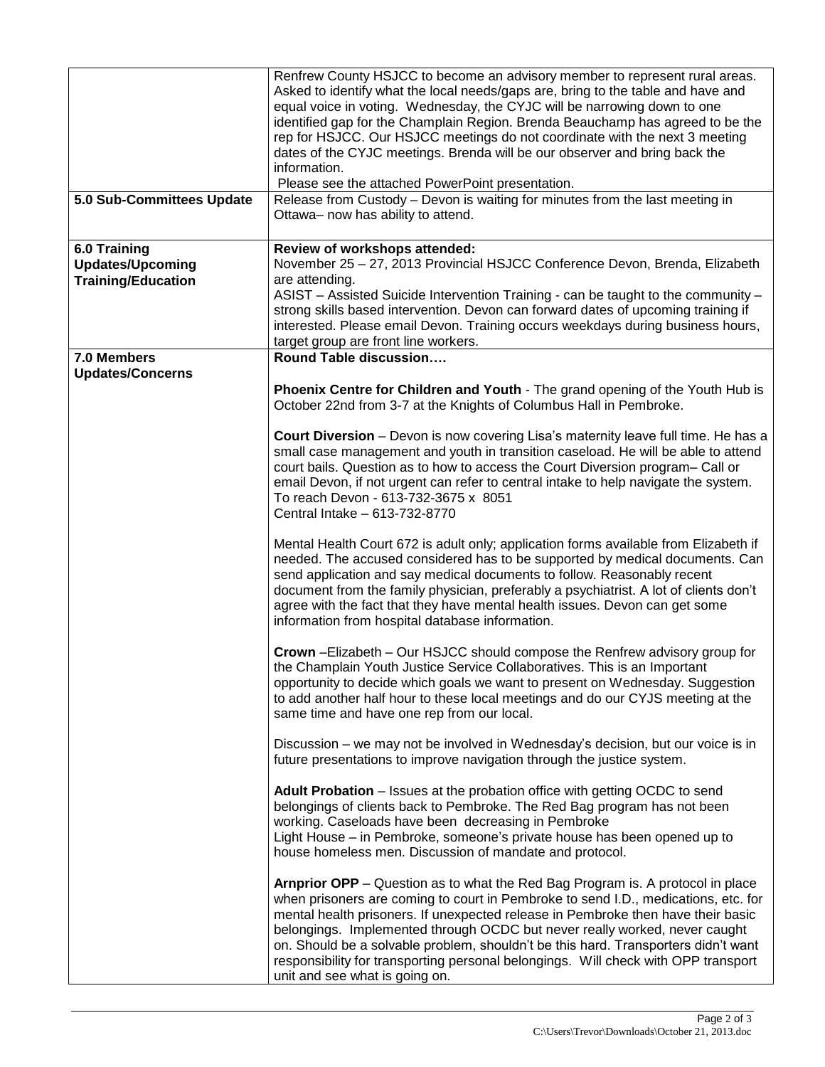| | |
|---|---|
| | Renfrew County HSJCC to become an advisory member to represent rural areas. Asked to identify what the local needs/gaps are, bring to the table and have and equal voice in voting. Wednesday, the CYJC will be narrowing down to one identified gap for the Champlain Region. Brenda Beauchamp has agreed to be the rep for HSJCC. Our HSJCC meetings do not coordinate with the next 3 meeting dates of the CYJC meetings. Brenda will be our observer and bring back the information.<br>Please see the attached PowerPoint presentation. |
| **5.0 Sub-Committees Update** | Release from Custody – Devon is waiting for minutes from the last meeting in Ottawa– now has ability to attend. |
| **6.0 Training Updates/Upcoming Training/Education** | **Review of workshops attended:**<br>November 25 – 27, 2013 Provincial HSJCC Conference Devon, Brenda, Elizabeth are attending.<br>ASIST – Assisted Suicide Intervention Training - can be taught to the community – strong skills based intervention. Devon can forward dates of upcoming training if interested. Please email Devon. Training occurs weekdays during business hours, target group are front line workers. |
| **7.0 Members Updates/Concerns** | **Round Table discussion….**<br><br>**Phoenix Centre for Children and Youth** - The grand opening of the Youth Hub is October 22nd from 3-7 at the Knights of Columbus Hall in Pembroke.<br><br>**Court Diversion** – Devon is now covering Lisa's maternity leave full time. He has a small case management and youth in transition caseload. He will be able to attend court bails. Question as to how to access the Court Diversion program– Call or email Devon, if not urgent can refer to central intake to help navigate the system.<br>To reach Devon - 613-732-3675 x 8051<br>Central Intake – 613-732-8770<br><br>Mental Health Court 672 is adult only; application forms available from Elizabeth if needed. The accused considered has to be supported by medical documents. Can send application and say medical documents to follow. Reasonably recent document from the family physician, preferably a psychiatrist. A lot of clients don't agree with the fact that they have mental health issues. Devon can get some information from hospital database information.<br><br>**Crown** –Elizabeth – Our HSJCC should compose the Renfrew advisory group for the Champlain Youth Justice Service Collaboratives. This is an Important opportunity to decide which goals we want to present on Wednesday. Suggestion to add another half hour to these local meetings and do our CYJS meeting at the same time and have one rep from our local.<br><br>Discussion – we may not be involved in Wednesday's decision, but our voice is in future presentations to improve navigation through the justice system.<br><br>**Adult Probation** – Issues at the probation office with getting OCDC to send belongings of clients back to Pembroke. The Red Bag program has not been working. Caseloads have been decreasing in Pembroke<br>Light House – in Pembroke, someone's private house has been opened up to house homeless men. Discussion of mandate and protocol.<br><br>**Arnprior OPP** – Question as to what the Red Bag Program is. A protocol in place when prisoners are coming to court in Pembroke to send I.D., medications, etc. for mental health prisoners. If unexpected release in Pembroke then have their basic belongings. Implemented through OCDC but never really worked, never caught on. Should be a solvable problem, shouldn't be this hard. Transporters didn't want responsibility for transporting personal belongings. Will check with OPP transport unit and see what is going on. |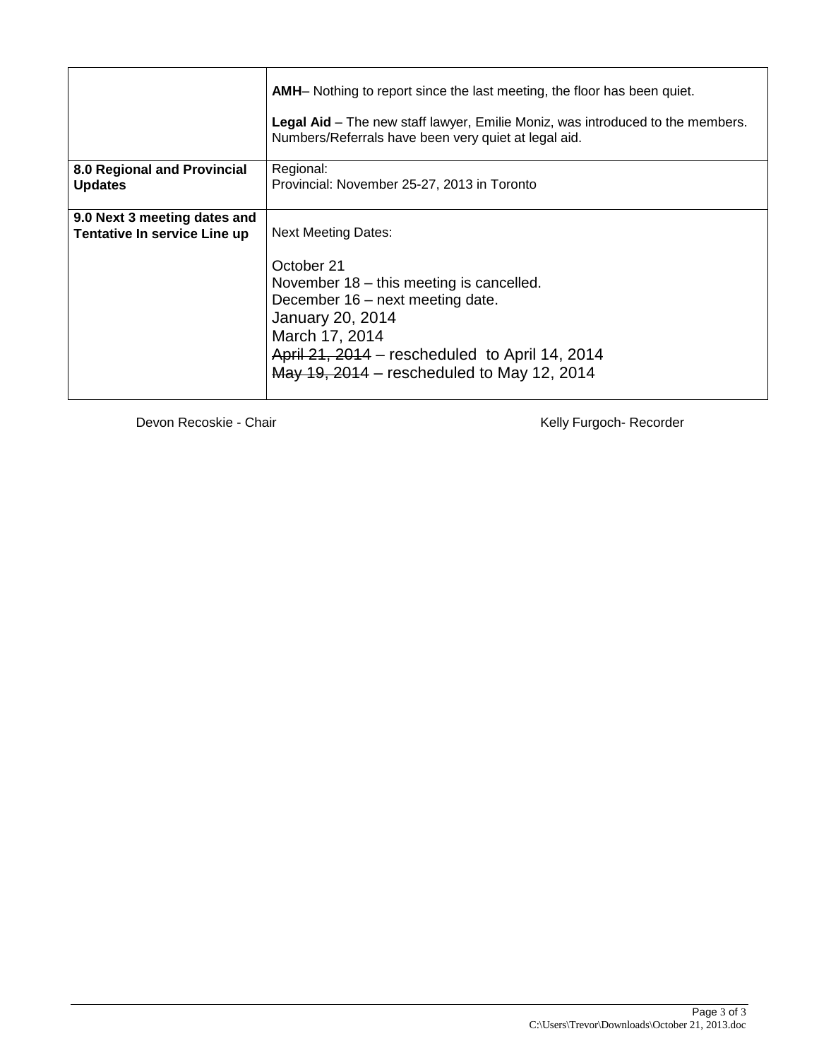| | |
|---|---|
| | **AMH**– Nothing to report since the last meeting, the floor has been quiet.<br><br>**Legal Aid** – The new staff lawyer, Emilie Moniz, was introduced to the members. Numbers/Referrals have been very quiet at legal aid. |
| **8.0 Regional and Provincial Updates** | Regional:<br>Provincial: November 25-27, 2013 in Toronto |
| **9.0 Next 3 meeting dates and Tentative In service Line up** | Next Meeting Dates:<br><br>October 21<br>November 18 – this meeting is cancelled.<br>December 16 – next meeting date.<br>January 20, 2014<br>March 17, 2014<br>~~April 21, 2014~~ – rescheduled to April 14, 2014<br>~~May 19, 2014~~ – rescheduled to May 12, 2014 |

Devon Recoskie - Chair

Kelly Furgoch- Recorder

C:\Users\Trevor\Downloads\October 21, 2013.doc